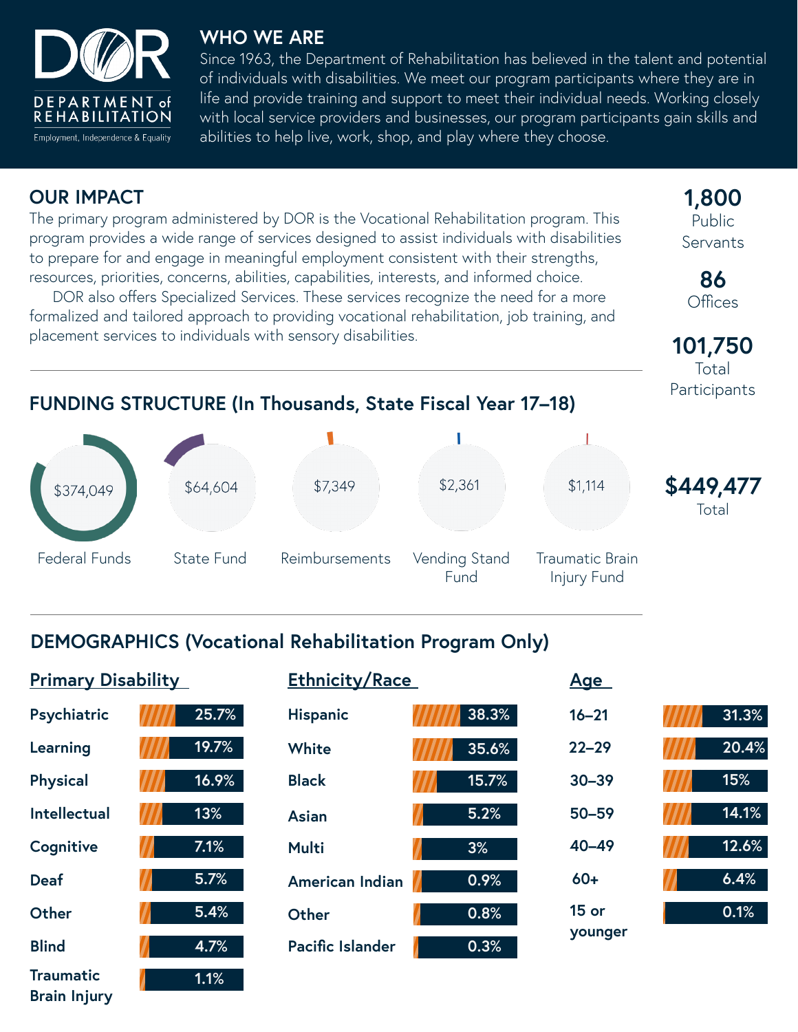DEPARTMENT of REHABILITATION

Employment, Independence & Equality

## WHO WE ARE

Since 1963, the Department of Rehabilitation has believed in the talent and potential of individuals with disabilities. We meet our program participants where they are in life and provide training and support to meet their individual needs. Working closely with local service providers and businesses, our program participants gain skills and abilities to help live, work, shop, and play where they choose.

## OUR IMPACT

The primary program administered by DOR is the Vocational Rehabilitation program. This program provides a wide range of services designed to assist individuals with disabilities to prepare for and engage in meaningful employment consistent with their strengths, resources, priorities, concerns, abilities, capabilities, interests, and informed choice.

DOR also offers Specialized Services. These services recognize the need for a more formalized and tailored approach to providing vocational rehabilitation, job training, and placement services to individuals with sensory disabilities.

**1,800** Public Servants

**86** Offices

**101,750** Total Participants

## FUNDING STRUCTURE (In Thousands, State Fiscal Year 17–18)

| Federal Funds | State Fund | Reimbursements | Vending Stand Fund | Traumatic Brain Injury Fund | Total |
|---|---|---|---|---|---|
| $374,049 | $64,604 | $7,349 | $2,361 | $1,114 | $449,477 |

## DEMOGRAPHICS (Vocational Rehabilitation Program Only)

### Primary Disability

| Primary Disability | % |
|---|---|
| Psychiatric | 25.7% |
| Learning | 19.7% |
| Physical | 16.9% |
| Intellectual | 13% |
| Cognitive | 7.1% |
| Deaf | 5.7% |
| Other | 5.4% |
| Blind | 4.7% |
| Traumatic Brain Injury | 1.1% |

### Ethnicity/Race

| Ethnicity/Race | % |
|---|---|
| Hispanic | 38.3% |
| White | 35.6% |
| Black | 15.7% |
| Asian | 5.2% |
| Multi | 3% |
| American Indian | 0.9% |
| Other | 0.8% |
| Pacific Islander | 0.3% |

### Age

| Age | % |
|---|---|
| 16–21 | 31.3% |
| 22–29 | 20.4% |
| 30–39 | 15% |
| 50–59 | 14.1% |
| 40–49 | 12.6% |
| 60+ | 6.4% |
| 15 or younger | 0.1% |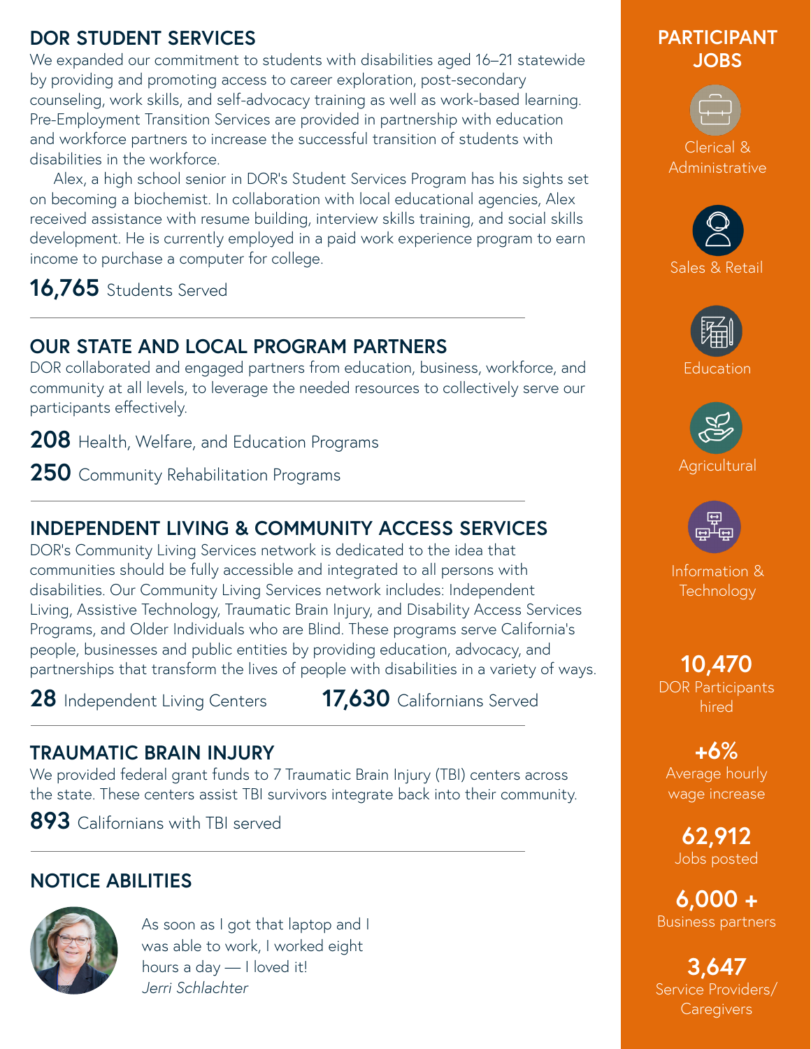## DOR STUDENT SERVICES

We expanded our commitment to students with disabilities aged 16–21 statewide by providing and promoting access to career exploration, post-secondary counseling, work skills, and self-advocacy training as well as work-based learning. Pre-Employment Transition Services are provided in partnership with education and workforce partners to increase the successful transition of students with disabilities in the workforce.

Alex, a high school senior in DOR's Student Services Program has his sights set on becoming a biochemist. In collaboration with local educational agencies, Alex received assistance with resume building, interview skills training, and social skills development. He is currently employed in a paid work experience program to earn income to purchase a computer for college.

**16,765** Students Served

## OUR STATE AND LOCAL PROGRAM PARTNERS

DOR collaborated and engaged partners from education, business, workforce, and community at all levels, to leverage the needed resources to collectively serve our participants effectively.

**208** Health, Welfare, and Education Programs

**250** Community Rehabilitation Programs

## INDEPENDENT LIVING & COMMUNITY ACCESS SERVICES

DOR's Community Living Services network is dedicated to the idea that communities should be fully accessible and integrated to all persons with disabilities. Our Community Living Services network includes: Independent Living, Assistive Technology, Traumatic Brain Injury, and Disability Access Services Programs, and Older Individuals who are Blind. These programs serve California's people, businesses and public entities by providing education, advocacy, and partnerships that transform the lives of people with disabilities in a variety of ways.

**28** Independent Living Centers

**17,630** Californians Served

## TRAUMATIC BRAIN INJURY

We provided federal grant funds to 7 Traumatic Brain Injury (TBI) centers across the state. These centers assist TBI survivors integrate back into their community.

**893** Californians with TBI served

## NOTICE ABILITIES

As soon as I got that laptop and I was able to work, I worked eight hours a day — I loved it!
*Jerri Schlachter*

## PARTICIPANT JOBS

Clerical & Administrative

Sales & Retail

Education

Agricultural

Information & Technology

**10,470**
DOR Participants hired

**+6%**
Average hourly wage increase

**62,912**
Jobs posted

**6,000 +**
Business partners

**3,647**
Service Providers/ Caregivers